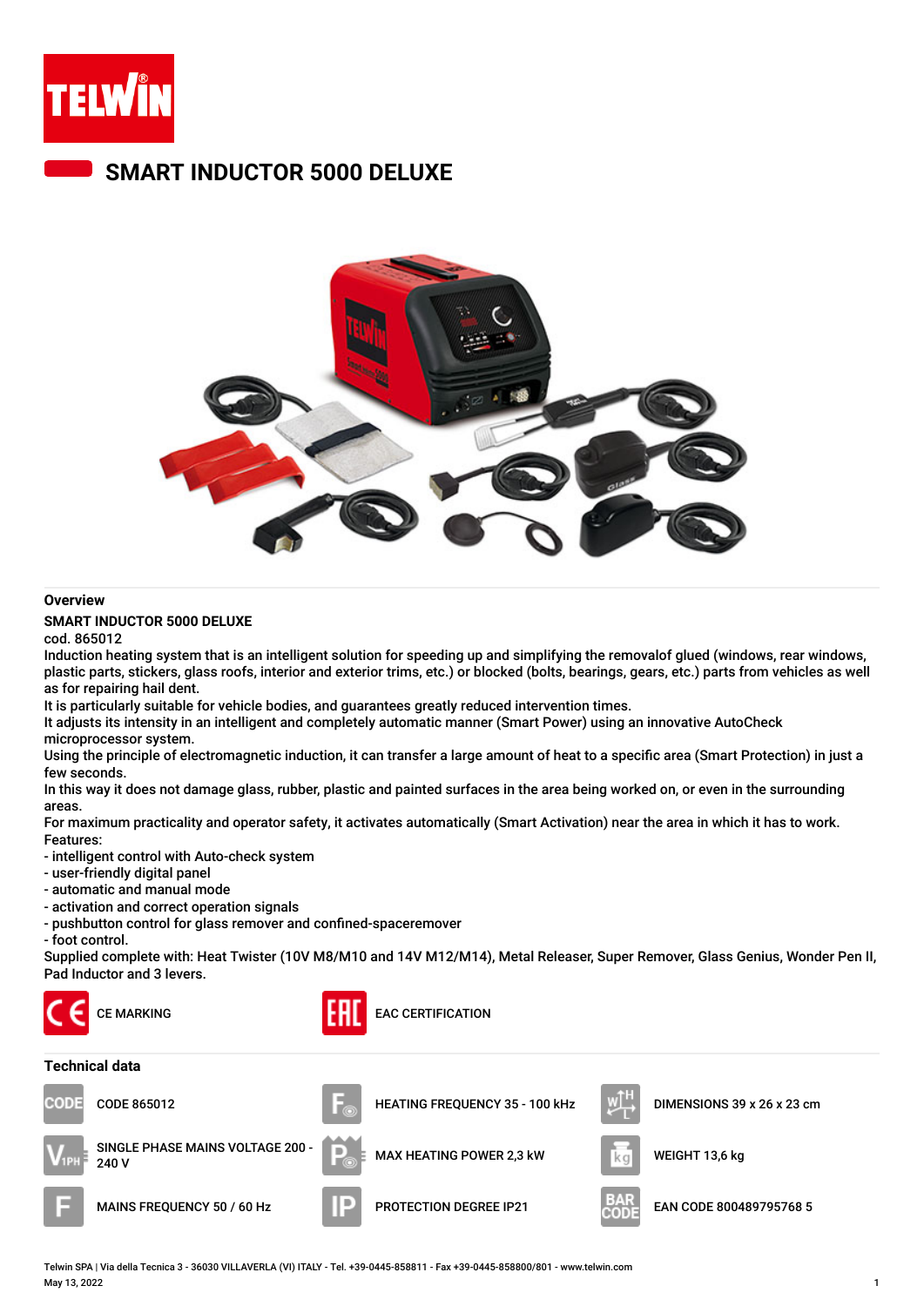# SMART INDUCTOR 5000 DELUXE

## Overview

**SMART INDUCTOR 5000 DELUXE**

cod. 865012

Induction heating system that is an intelligent solution for speeding up and simplifying the removalof glued (windows, rear windows, plastic parts, stickers, glass roofs, interior and exterior trims, etc.) or blocked (bolts, bearings, gears, etc.) parts from vehicles as well as for repairing hail dent.

It is particularly suitable for vehicle bodies, and guarantees greatly reduced intervention times.

It adjusts its intensity in an intelligent and completely automatic manner (Smart Power) using an innovative AutoCheck microprocessor system.

Using the principle of electromagnetic induction, it can transfer a large amount of heat to a specific area (Smart Protection) in just a few seconds.

In this way it does not damage glass, rubber, plastic and painted surfaces in the area being worked on, or even in the surrounding areas.

For maximum practicality and operator safety, it activates automatically (Smart Activation) near the area in which it has to work.

Features:

- intelligent control with Auto-check system
- user-friendly digital panel
- automatic and manual mode
- activation and correct operation signals
- pushbutton control for glass remover and confined-spaceremover
- foot control.

Supplied complete with: Heat Twister (10V M8/M10 and 14V M12/M14), Metal Releaser, Super Remover, Glass Genius, Wonder Pen II, Pad Inductor and 3 levers.

CE MARKING

EAC CERTIFICATION

## Technical data

| | | |
|---|---|---|
| CODE 865012 | HEATING FREQUENCY 35 - 100 kHz | DIMENSIONS 39 x 26 x 23 cm |
| SINGLE PHASE MAINS VOLTAGE 200 - 240 V | MAX HEATING POWER 2,3 kW | WEIGHT 13,6 kg |
| MAINS FREQUENCY 50 / 60 Hz | PROTECTION DEGREE IP21 | EAN CODE 800489795768 5 |

Telwin SPA | Via della Tecnica 3 - 36030 VILLAVERLA (VI) ITALY - Tel. +39-0445-858811 - Fax +39-0445-858800/801 - www.telwin.com

May 13, 2022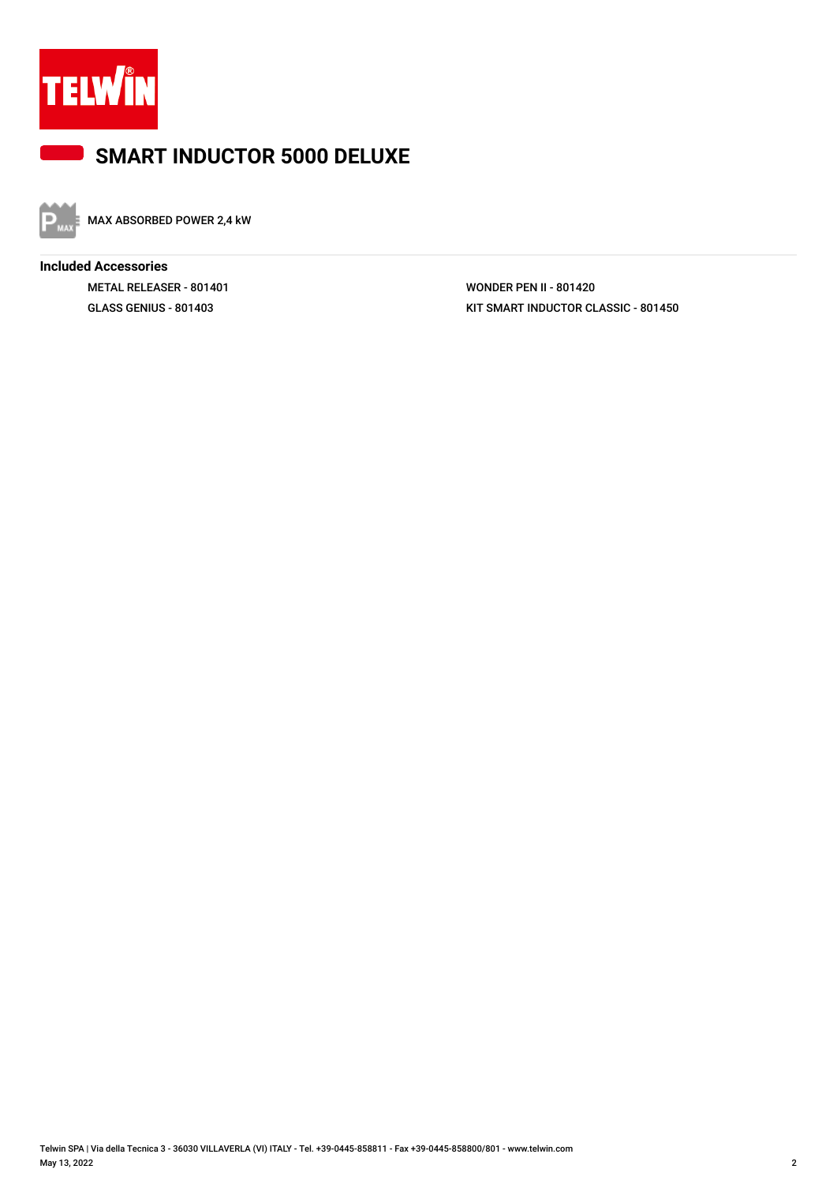# SMART INDUCTOR 5000 DELUXE

MAX ABSORBED POWER 2,4 kW

## Included Accessories

- METAL RELEASER - 801401
- GLASS GENIUS - 801403
- WONDER PEN II - 801420
- KIT SMART INDUCTOR CLASSIC - 801450

Telwin SPA | Via della Tecnica 3 - 36030 VILLAVERLA (VI) ITALY - Tel. +39-0445-858811 - Fax +39-0445-858800/801 - www.telwin.com

May 13, 2022